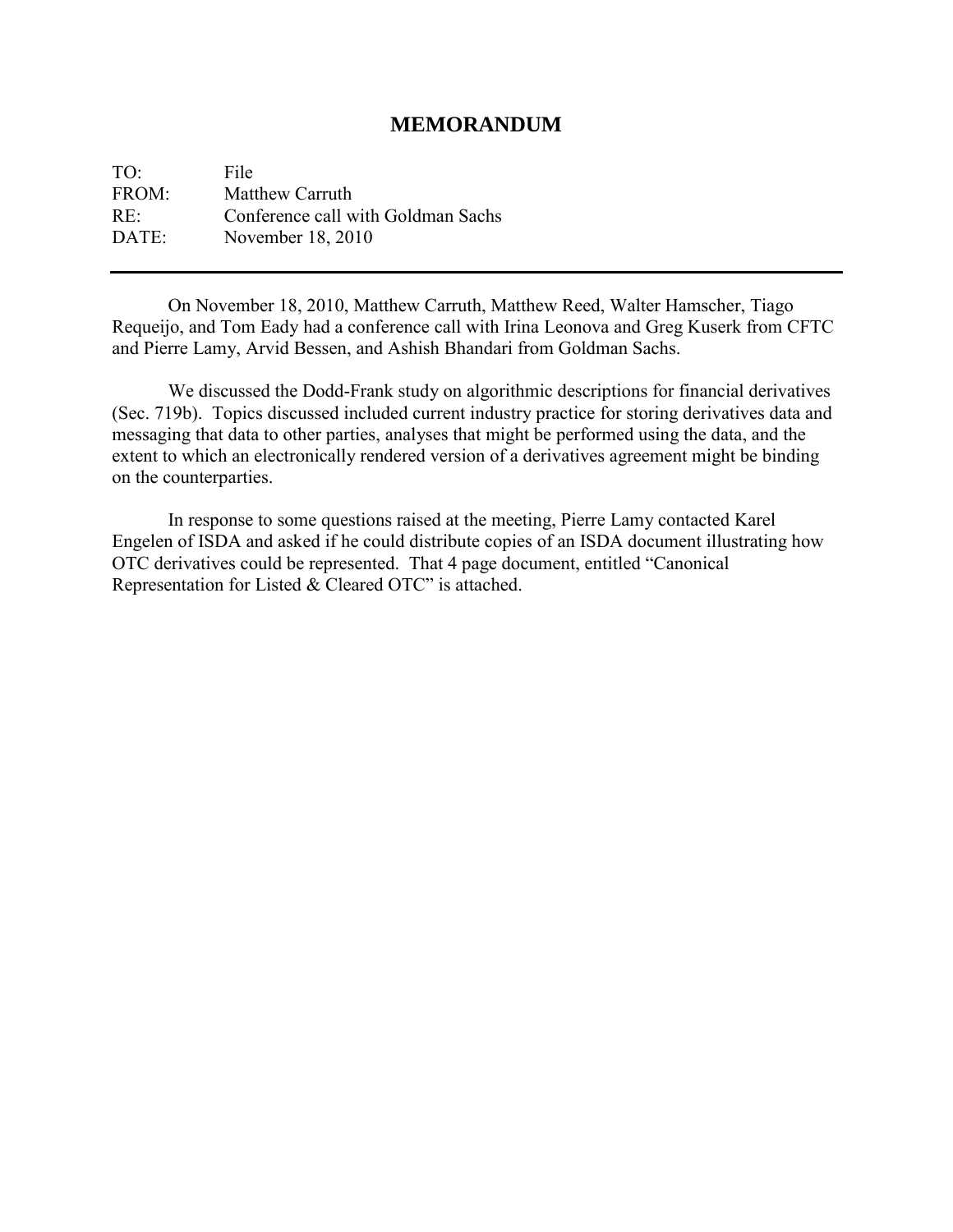# MEMORANDUM

TO: File
FROM: Matthew Carruth
RE: Conference call with Goldman Sachs
DATE: November 18, 2010

---

On November 18, 2010, Matthew Carruth, Matthew Reed, Walter Hamscher, Tiago Requeijo, and Tom Eady had a conference call with Irina Leonova and Greg Kuserk from CFTC and Pierre Lamy, Arvid Bessen, and Ashish Bhandari from Goldman Sachs.

We discussed the Dodd-Frank study on algorithmic descriptions for financial derivatives (Sec. 719b). Topics discussed included current industry practice for storing derivatives data and messaging that data to other parties, analyses that might be performed using the data, and the extent to which an electronically rendered version of a derivatives agreement might be binding on the counterparties.

In response to some questions raised at the meeting, Pierre Lamy contacted Karel Engelen of ISDA and asked if he could distribute copies of an ISDA document illustrating how OTC derivatives could be represented. That 4 page document, entitled "Canonical Representation for Listed & Cleared OTC" is attached.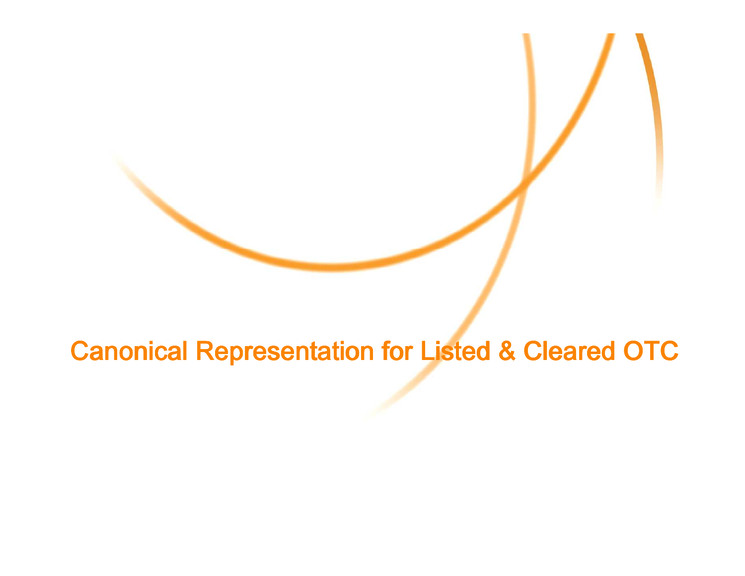# Canonical Representation for Listed & Cleared OTC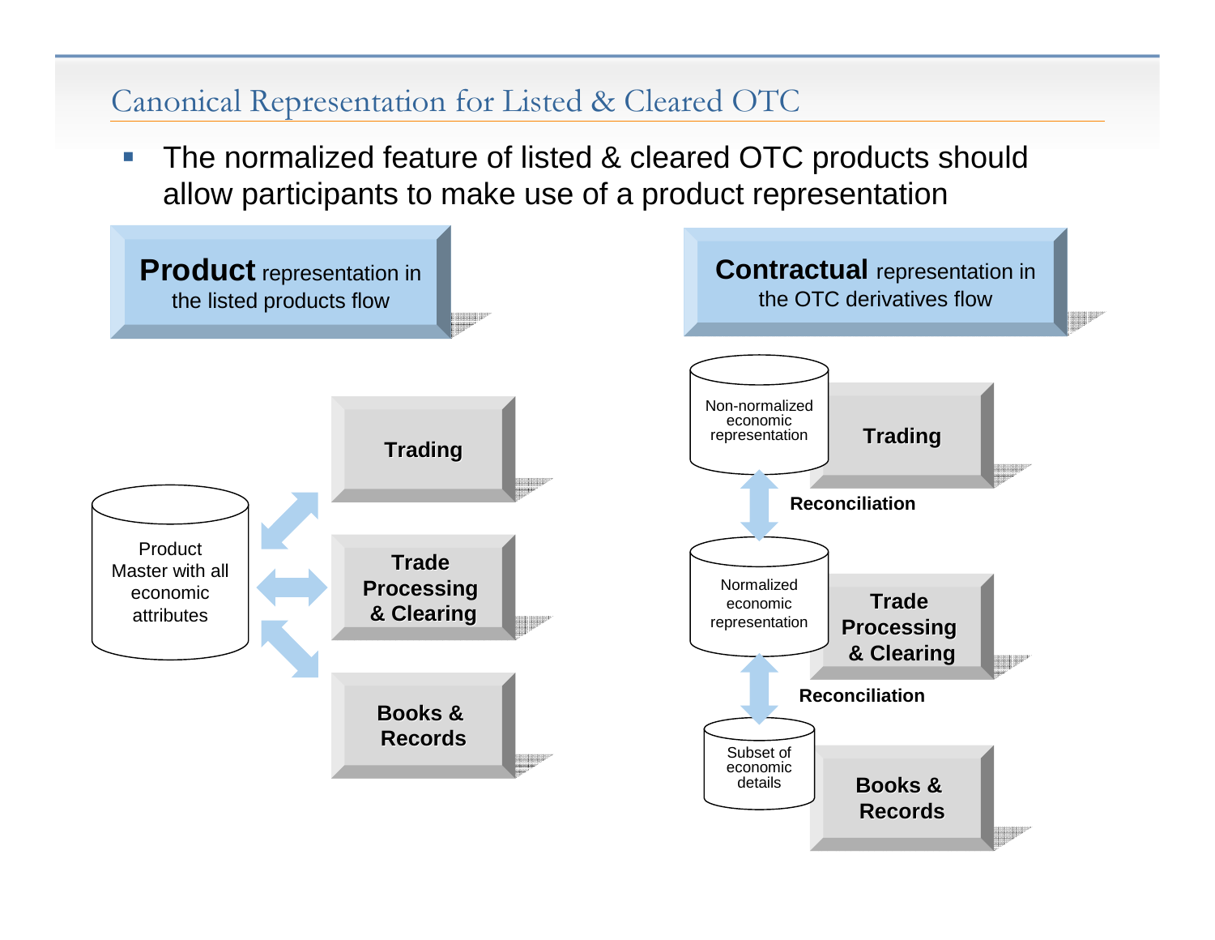# Canonical Representation for Listed & Cleared OTC

- The normalized feature of listed & cleared OTC products should allow participants to make use of a product representation

**Product** representation in the listed products flow

Product Master with all economic attributes

Trading

Trade Processing & Clearing

Books & Records

**Contractual** representation in the OTC derivatives flow

Non-normalized economic representation

Trading

Reconciliation

Normalized economic representation

Trade Processing & Clearing

Reconciliation

Subset of economic details

Books & Records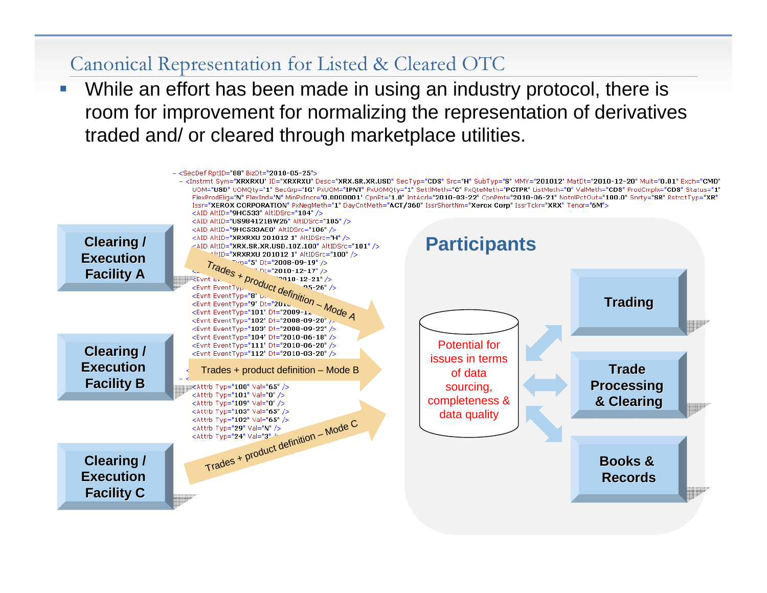## Canonical Representation for Listed & Cleared OTC

- While an effort has been made in using an industry protocol, there is room for improvement for normalizing the representation of derivatives traded and/ or cleared through marketplace utilities.

```
- <SecDef RptID="88" BizDt="2010-05-25">
  - <Instrmt Sym="XRXRXU" ID="XRXRXU" Desc="XRX.SR.XR.USD" SecTyp="CDS" Src="H" SubTyp="S" MMY="201012" MatDt="2010-12-20" Mult="0.01" Exch="CMD"
      UOM="USD" UOMQty="1" SecGrp="IG" PxUOM="IPNT" PxUOMQty="1" SettlMeth="C" PxQteMeth="PCTPR" ListMeth="0" ValMeth="CDS" ProdCmplx="CDS" Status="1"
      FlexProdElig="N" FlexInd="N" MinPxIncr="0.0000001" CpnRt="1.0" IntAcrl="2010-03-22" CpnPmt="2010-06-21" NotnlPctOut="100.0" Snrty="SR" RstrctTyp="XR"
      Issr="XEROX CORPORATION" PxNegMeth="1" DayCntMeth="ACT/360" IssrShortNm="Xerox Corp" IssrTckr="XRX" Tenor="6M">
      <AID AltID="9HC533" AltIDSrc="104" />
      <AID AltID="US984121BW26" AltIDSrc="105" />
      <AID AltID="9HC533AE0" AltIDSrc="106" />
      <AID AltID="XRXRXU 201012 1" AltIDSrc="H" />
      <AID AltID="XRX.SR.XR.USD.10Z.100" AltIDSrc="101" />
      <AID AltID="XRXRXU 201012 1" AltIDSrc="100" />
      <Evnt EventTyp="5" Dt="2008-09-19" />
      <Evnt EventTyp="..." Dt="2010-12-17" />
      <Evnt EventTyp="..." Dt="2010-12-21" />
      <Evnt EventTyp="..." Dt="...-05-26" />
      <Evnt EventTyp="8" Dt="..." />
      <Evnt EventTyp="9" Dt="201..." />
      <Evnt EventTyp="101" Dt="2009-1..." />
      <Evnt EventTyp="102" Dt="2008-09-20" />
      <Evnt EventTyp="103" Dt="2008-09-22" />
      <Evnt EventTyp="104" Dt="2010-06-18" />
      <Evnt EventTyp="111" Dt="2010-06-20" />
      <Evnt EventTyp="112" Dt="2010-03-20" />
  - <...
      <Attrb Typ="100" Val="65" />
      <Attrb Typ="101" Val="0" />
      <Attrb Typ="109" Val="0" />
      <Attrb Typ="103" Val="65" />
      <Attrb Typ="102" Val="65" />
      <Attrb Typ="29" Val="N" />
      <Attrb Typ="24" Val="3" />
```

**Clearing / Execution Facility A** → Trades + product definition – Mode A

**Clearing / Execution Facility B** → Trades + product definition – Mode B

**Clearing / Execution Facility C** → Trades + product definition – Mode C

**Participants**

Potential for issues in terms of data sourcing, completeness & data quality

- **Trading**
- **Trade Processing & Clearing**
- **Books & Records**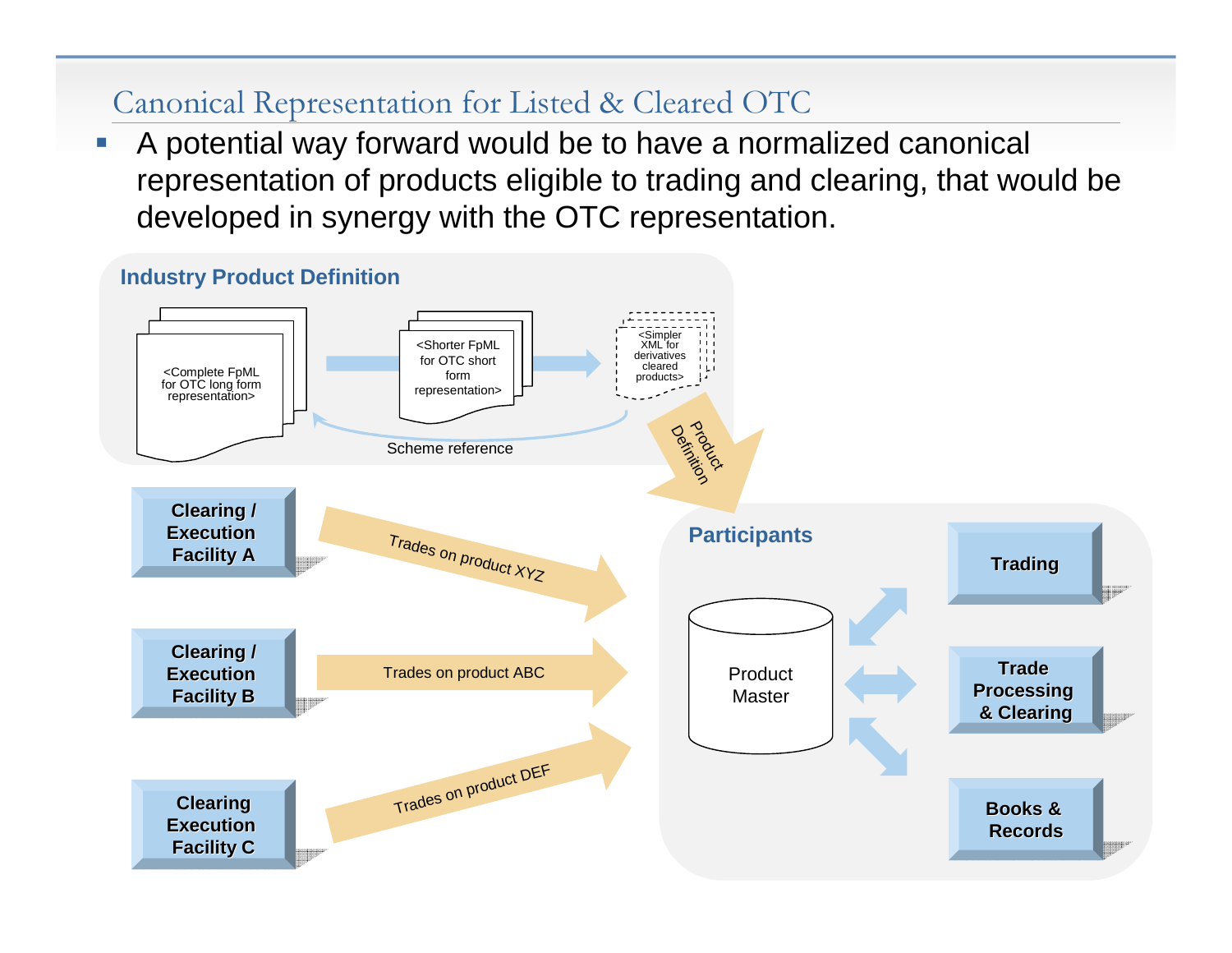## Canonical Representation for Listed & Cleared OTC

- A potential way forward would be to have a normalized canonical representation of products eligible to trading and clearing, that would be developed in synergy with the OTC representation.

Industry Product Definition

<Complete FpML for OTC long form representation>

<Shorter FpML for OTC short form representation>

<Simpler XML for derivatives cleared products>

Scheme reference

Product Definition

Clearing / Execution Facility A

Clearing / Execution Facility B

Clearing Execution Facility C

Trades on product XYZ

Trades on product ABC

Trades on product DEF

Participants

Product Master

Trading

Trade Processing & Clearing

Books & Records